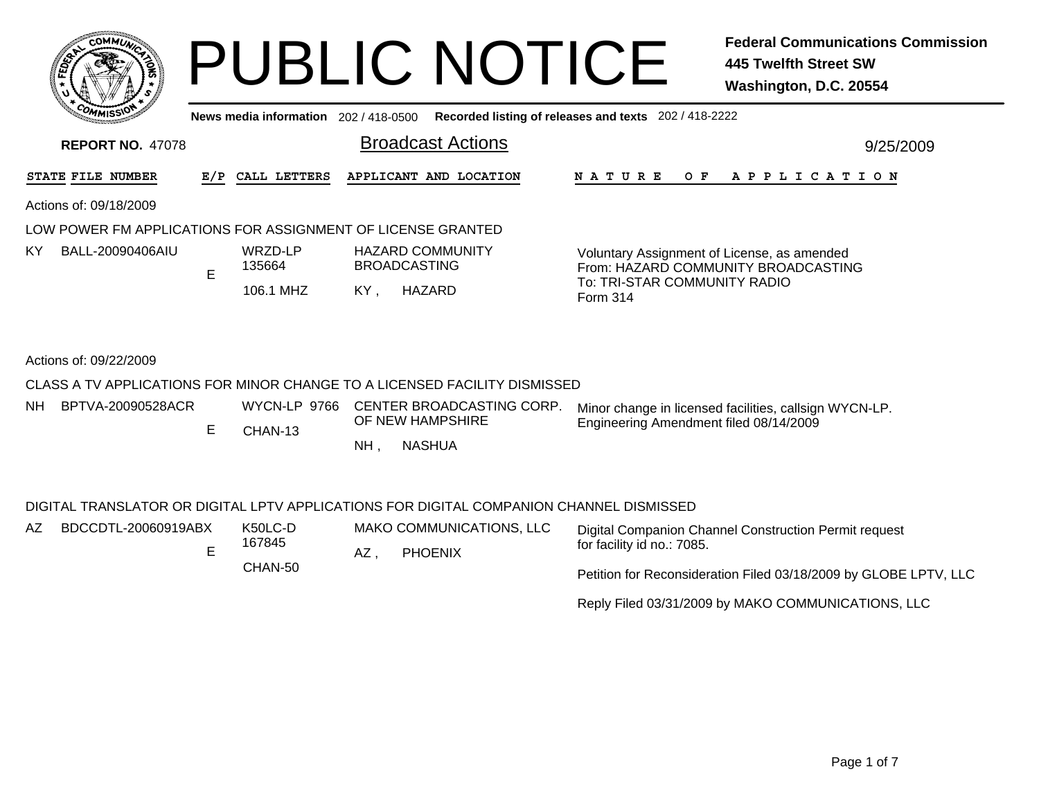# PUBLIC NOTICE

**Federal Communications Commission**
**445 Twelfth Street SW**
**Washington, D.C. 20554**

**News media information** 202 / 418-0500 **Recorded listing of releases and texts** 202 / 418-2222

**REPORT NO.** 47078

## Broadcast Actions

9/25/2009

| STATE | FILE NUMBER | E/P | CALL LETTERS | APPLICANT AND LOCATION | NATURE OF APPLICATION |
|---|---|---|---|---|---|

Actions of: 09/18/2009

LOW POWER FM APPLICATIONS FOR ASSIGNMENT OF LICENSE GRANTED

| STATE | FILE NUMBER | E/P | CALL LETTERS | APPLICANT AND LOCATION | NATURE OF APPLICATION |
|---|---|---|---|---|---|
| KY | BALL-20090406AIU | E | WRZD-LP 135664 106.1 MHZ | HAZARD COMMUNITY BROADCASTING KY , HAZARD | Voluntary Assignment of License, as amended From: HAZARD COMMUNITY BROADCASTING To: TRI-STAR COMMUNITY RADIO Form 314 |

Actions of: 09/22/2009

CLASS A TV APPLICATIONS FOR MINOR CHANGE TO A LICENSED FACILITY DISMISSED

| STATE | FILE NUMBER | E/P | CALL LETTERS | APPLICANT AND LOCATION | NATURE OF APPLICATION |
|---|---|---|---|---|---|
| NH | BPTVA-20090528ACR | E | WYCN-LP 9766 CHAN-13 | CENTER BROADCASTING CORP. OF NEW HAMPSHIRE NH , NASHUA | Minor change in licensed facilities, callsign WYCN-LP. Engineering Amendment filed 08/14/2009 |

DIGITAL TRANSLATOR OR DIGITAL LPTV APPLICATIONS FOR DIGITAL COMPANION CHANNEL DISMISSED

| STATE | FILE NUMBER | E/P | CALL LETTERS | APPLICANT AND LOCATION | NATURE OF APPLICATION |
|---|---|---|---|---|---|
| AZ | BDCCDTL-20060919ABX | E | K50LC-D 167845 CHAN-50 | MAKO COMMUNICATIONS, LLC AZ , PHOENIX | Digital Companion Channel Construction Permit request for facility id no.: 7085.<br><br>Petition for Reconsideration Filed 03/18/2009 by GLOBE LPTV, LLC<br><br>Reply Filed 03/31/2009 by MAKO COMMUNICATIONS, LLC |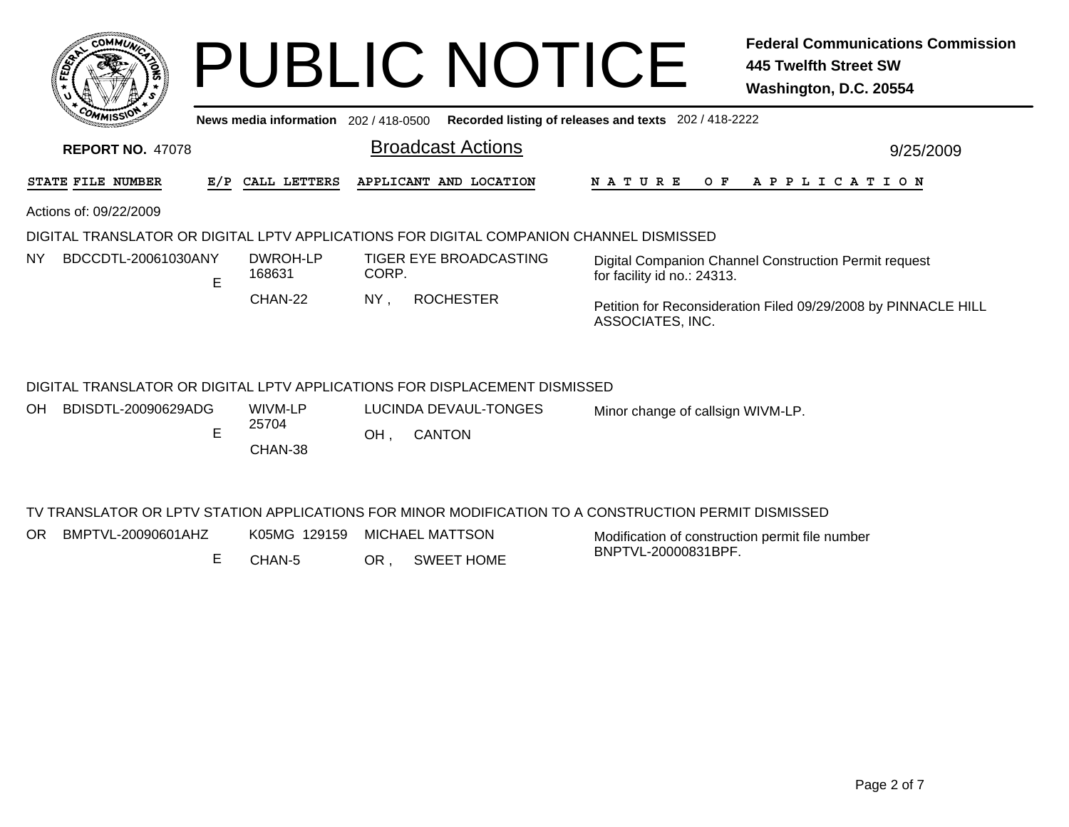# PUBLIC NOTICE

**Federal Communications Commission**
**445 Twelfth Street SW**
**Washington, D.C. 20554**

News media information 202 / 418-0500 **Recorded listing of releases and texts** 202 / 418-2222

**REPORT NO.** 47078

## Broadcast Actions

9/25/2009

| STATE | FILE NUMBER | E/P | CALL LETTERS | APPLICANT AND LOCATION | NATURE OF APPLICATION |
|---|---|---|---|---|---|

Actions of: 09/22/2009

### DIGITAL TRANSLATOR OR DIGITAL LPTV APPLICATIONS FOR DIGITAL COMPANION CHANNEL DISMISSED

| STATE | FILE NUMBER | E/P | CALL LETTERS | APPLICANT AND LOCATION | NATURE OF APPLICATION |
|---|---|---|---|---|---|
| NY | BDCCDTL-20061030ANY | E | DWROH-LP 168631 CHAN-22 | TIGER EYE BROADCASTING CORP. NY , ROCHESTER | Digital Companion Channel Construction Permit request for facility id no.: 24313. Petition for Reconsideration Filed 09/29/2008 by PINNACLE HILL ASSOCIATES, INC. |

### DIGITAL TRANSLATOR OR DIGITAL LPTV APPLICATIONS FOR DISPLACEMENT DISMISSED

| STATE | FILE NUMBER | E/P | CALL LETTERS | APPLICANT AND LOCATION | NATURE OF APPLICATION |
|---|---|---|---|---|---|
| OH | BDISDTL-20090629ADG | E | WIVM-LP 25704 CHAN-38 | LUCINDA DEVAUL-TONGES OH , CANTON | Minor change of callsign WIVM-LP. |

### TV TRANSLATOR OR LPTV STATION APPLICATIONS FOR MINOR MODIFICATION TO A CONSTRUCTION PERMIT DISMISSED

| STATE | FILE NUMBER | E/P | CALL LETTERS | APPLICANT AND LOCATION | NATURE OF APPLICATION |
|---|---|---|---|---|---|
| OR | BMPTVL-20090601AHZ | E | K05MG 129159 CHAN-5 | MICHAEL MATTSON OR , SWEET HOME | Modification of construction permit file number BNPTVL-20000831BPF. |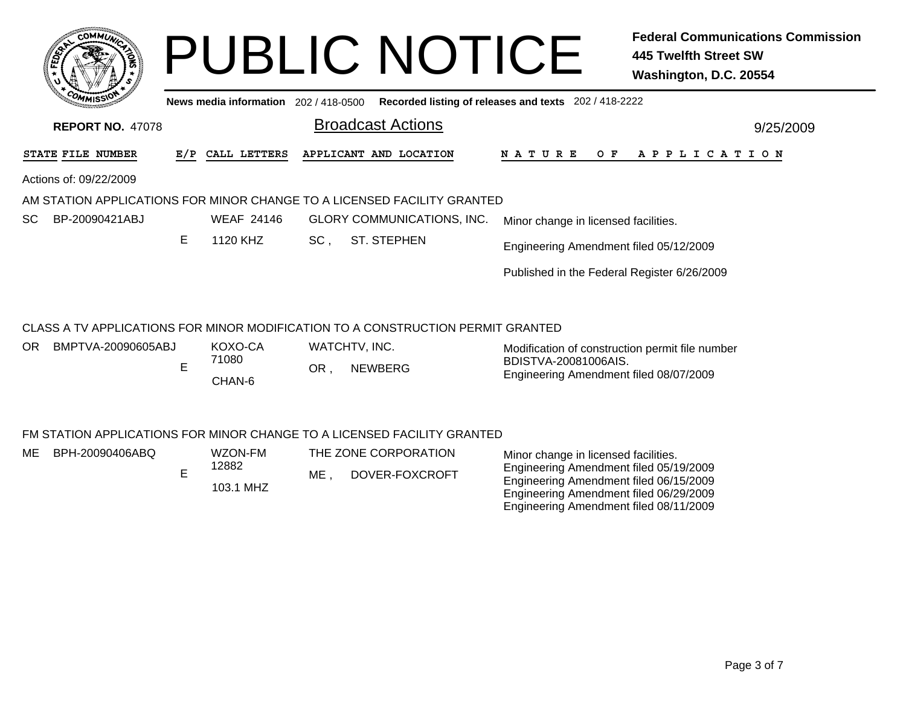# PUBLIC NOTICE

**Federal Communications Commission**
**445 Twelfth Street SW**
**Washington, D.C. 20554**

News media information 202 / 418-0500 Recorded listing of releases and texts 202 / 418-2222

**REPORT NO. 47078**

## Broadcast Actions

9/25/2009

| STATE | FILE NUMBER | E/P | CALL LETTERS | APPLICANT AND LOCATION | NATURE OF APPLICATION |
|---|---|---|---|---|---|

Actions of: 09/22/2009

### AM STATION APPLICATIONS FOR MINOR CHANGE TO A LICENSED FACILITY GRANTED

| STATE | FILE NUMBER | E/P | CALL LETTERS | APPLICANT AND LOCATION | NATURE OF APPLICATION |
|---|---|---|---|---|---|
| SC | BP-20090421ABJ | E | WEAF 24146<br>1120 KHZ | GLORY COMMUNICATIONS, INC.<br>SC , ST. STEPHEN | Minor change in licensed facilities.<br>Engineering Amendment filed 05/12/2009<br>Published in the Federal Register 6/26/2009 |

### CLASS A TV APPLICATIONS FOR MINOR MODIFICATION TO A CONSTRUCTION PERMIT GRANTED

| STATE | FILE NUMBER | E/P | CALL LETTERS | APPLICANT AND LOCATION | NATURE OF APPLICATION |
|---|---|---|---|---|---|
| OR | BMPTVA-20090605ABJ | E | KOXO-CA 71080<br>CHAN-6 | WATCHTV, INC.<br>OR , NEWBERG | Modification of construction permit file number BDISTVA-20081006AIS.<br>Engineering Amendment filed 08/07/2009 |

### FM STATION APPLICATIONS FOR MINOR CHANGE TO A LICENSED FACILITY GRANTED

| STATE | FILE NUMBER | E/P | CALL LETTERS | APPLICANT AND LOCATION | NATURE OF APPLICATION |
|---|---|---|---|---|---|
| ME | BPH-20090406ABQ | E | WZON-FM 12882<br>103.1 MHZ | THE ZONE CORPORATION<br>ME , DOVER-FOXCROFT | Minor change in licensed facilities.<br>Engineering Amendment filed 05/19/2009<br>Engineering Amendment filed 06/15/2009<br>Engineering Amendment filed 06/29/2009<br>Engineering Amendment filed 08/11/2009 |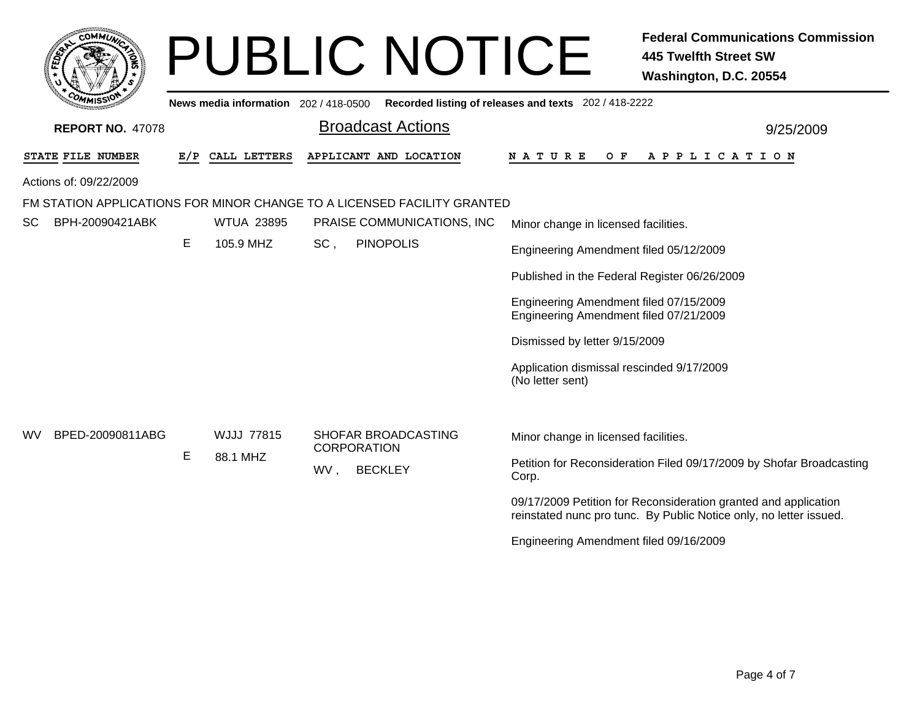# PUBLIC NOTICE

**Federal Communications Commission**
**445 Twelfth Street SW**
**Washington, D.C. 20554**

**News media information** 202 / 418-0500 **Recorded listing of releases and texts** 202 / 418-2222

**REPORT NO.** 47078

## Broadcast Actions

9/25/2009

Actions of: 09/22/2009

FM STATION APPLICATIONS FOR MINOR CHANGE TO A LICENSED FACILITY GRANTED

| STATE | FILE NUMBER | E/P | CALL LETTERS | APPLICANT AND LOCATION | NATURE OF APPLICATION |
|---|---|---|---|---|---|
| SC | BPH-20090421ABK | E | WTUA 23895<br>105.9 MHZ | PRAISE COMMUNICATIONS, INC<br>SC , PINOPOLIS | Minor change in licensed facilities.<br><br>Engineering Amendment filed 05/12/2009<br><br>Published in the Federal Register 06/26/2009<br><br>Engineering Amendment filed 07/15/2009<br>Engineering Amendment filed 07/21/2009<br><br>Dismissed by letter 9/15/2009<br><br>Application dismissal rescinded 9/17/2009<br>(No letter sent) |
| WV | BPED-20090811ABG | E | WJJJ 77815<br>88.1 MHZ | SHOFAR BROADCASTING CORPORATION<br>WV , BECKLEY | Minor change in licensed facilities.<br><br>Petition for Reconsideration Filed 09/17/2009 by Shofar Broadcasting Corp.<br><br>09/17/2009 Petition for Reconsideration granted and application reinstated nunc pro tunc. By Public Notice only, no letter issued.<br><br>Engineering Amendment filed 09/16/2009 |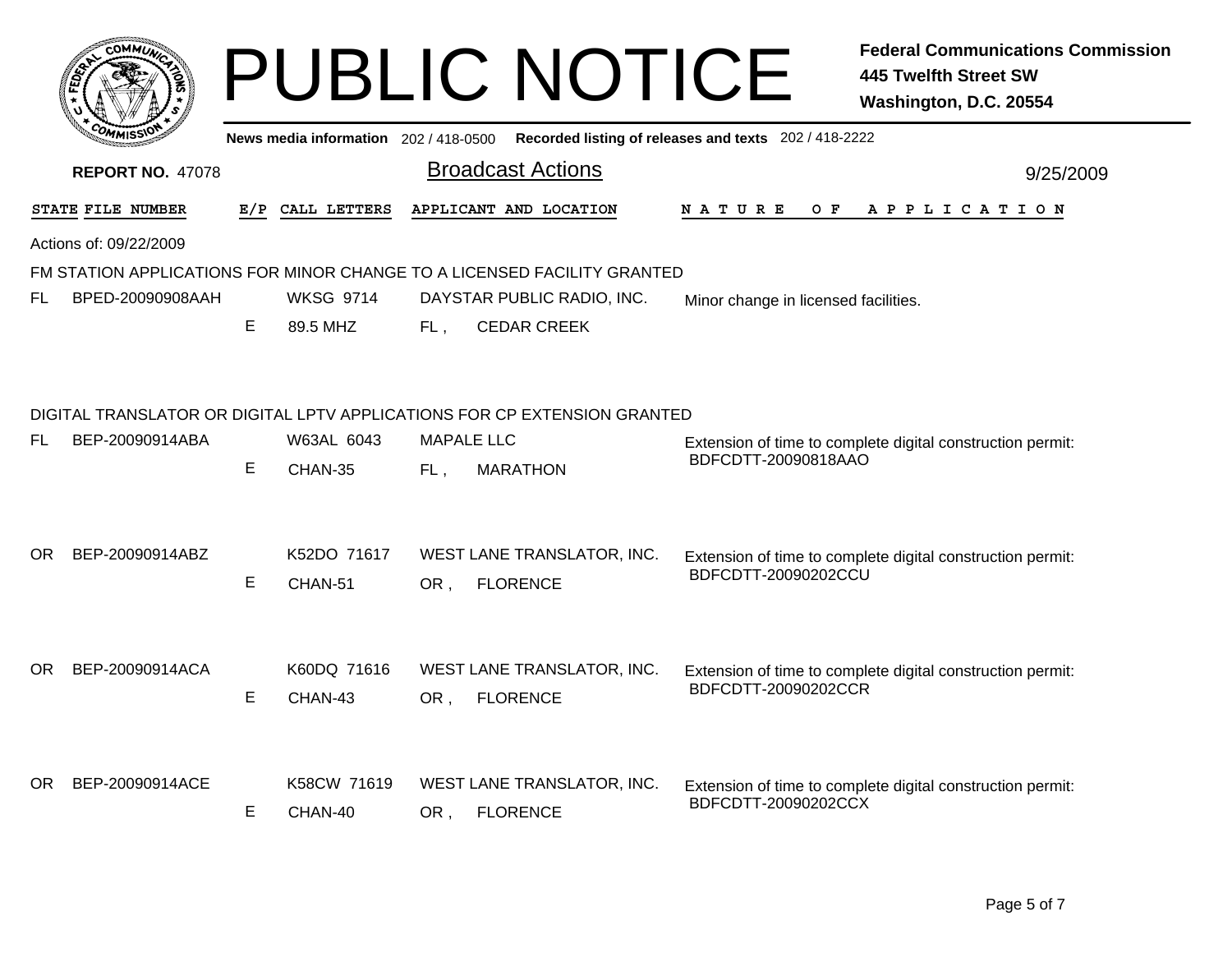# PUBLIC NOTICE

**Federal Communications Commission**
**445 Twelfth Street SW**
**Washington, D.C. 20554**

News media information 202 / 418-0500 Recorded listing of releases and texts 202 / 418-2222

**REPORT NO.** 47078

## Broadcast Actions

9/25/2009

| STATE | FILE NUMBER | E/P | CALL LETTERS | APPLICANT AND LOCATION | NATURE OF APPLICATION |
|---|---|---|---|---|---|

Actions of: 09/22/2009

### FM STATION APPLICATIONS FOR MINOR CHANGE TO A LICENSED FACILITY GRANTED

| STATE | FILE NUMBER | E/P | CALL LETTERS | APPLICANT AND LOCATION | NATURE OF APPLICATION |
|---|---|---|---|---|---|
| FL | BPED-20090908AAH | E | WKSG 9714<br>89.5 MHZ | DAYSTAR PUBLIC RADIO, INC.<br>FL , CEDAR CREEK | Minor change in licensed facilities. |

### DIGITAL TRANSLATOR OR DIGITAL LPTV APPLICATIONS FOR CP EXTENSION GRANTED

| STATE | FILE NUMBER | E/P | CALL LETTERS | APPLICANT AND LOCATION | NATURE OF APPLICATION |
|---|---|---|---|---|---|
| FL | BEP-20090914ABA | E | W63AL 6043<br>CHAN-35 | MAPALE LLC<br>FL , MARATHON | Extension of time to complete digital construction permit: BDFCDTT-20090818AAO |
| OR | BEP-20090914ABZ | E | K52DO 71617<br>CHAN-51 | WEST LANE TRANSLATOR, INC.<br>OR , FLORENCE | Extension of time to complete digital construction permit: BDFCDTT-20090202CCU |
| OR | BEP-20090914ACA | E | K60DQ 71616<br>CHAN-43 | WEST LANE TRANSLATOR, INC.<br>OR , FLORENCE | Extension of time to complete digital construction permit: BDFCDTT-20090202CCR |
| OR | BEP-20090914ACE | E | K58CW 71619<br>CHAN-40 | WEST LANE TRANSLATOR, INC.<br>OR , FLORENCE | Extension of time to complete digital construction permit: BDFCDTT-20090202CCX |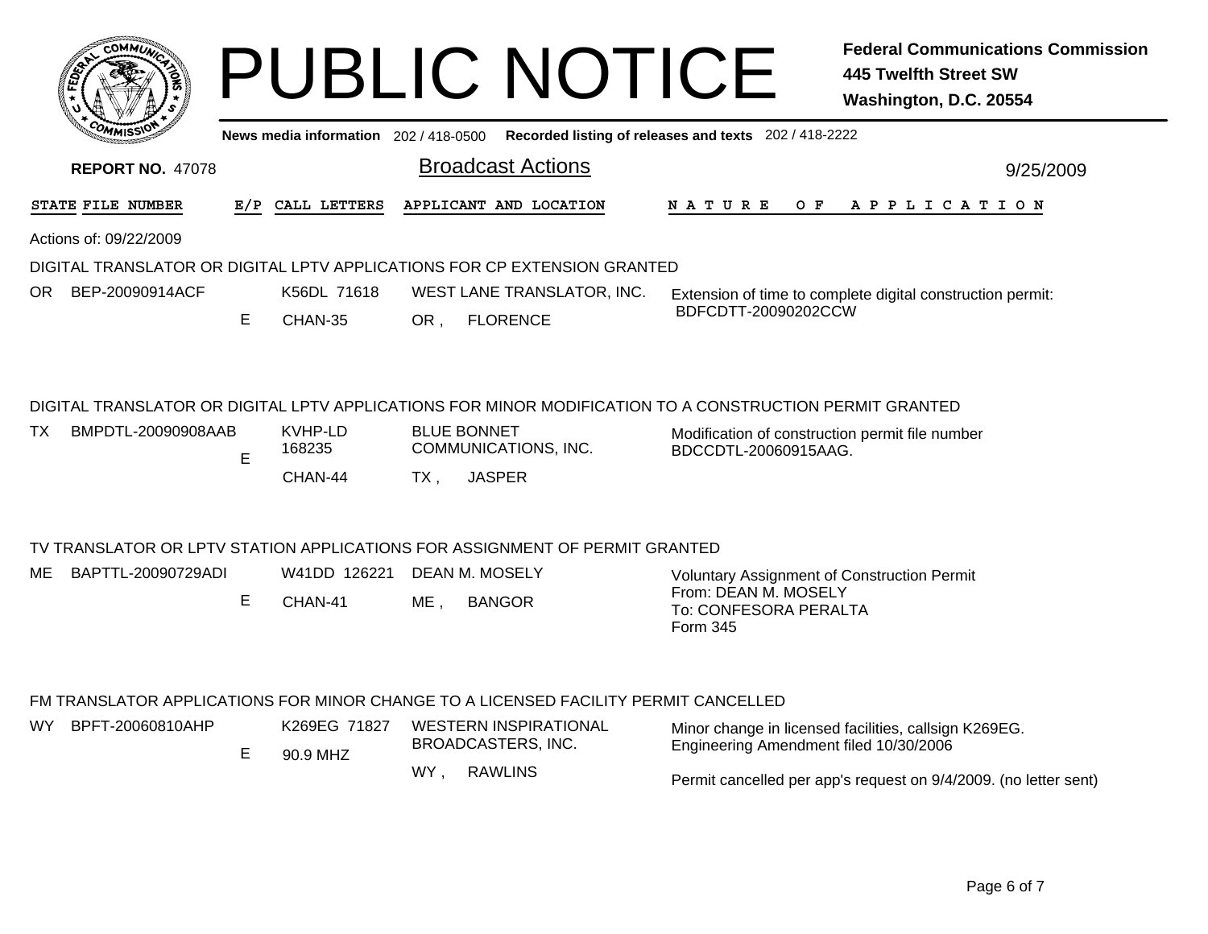# PUBLIC NOTICE

**Federal Communications Commission**
**445 Twelfth Street SW**
**Washington, D.C. 20554**

News media information 202 / 418-0500 Recorded listing of releases and texts 202 / 418-2222

**REPORT NO. 47078**

## Broadcast Actions

9/25/2009

| STATE | FILE NUMBER | E/P | CALL LETTERS | APPLICANT AND LOCATION | NATURE OF APPLICATION |
|---|---|---|---|---|---|

Actions of: 09/22/2009

### DIGITAL TRANSLATOR OR DIGITAL LPTV APPLICATIONS FOR CP EXTENSION GRANTED

| STATE | FILE NUMBER | E/P | CALL LETTERS | APPLICANT AND LOCATION | NATURE OF APPLICATION |
|---|---|---|---|---|---|
| OR | BEP-20090914ACF | E | K56DL 71618 CHAN-35 | WEST LANE TRANSLATOR, INC. OR , FLORENCE | Extension of time to complete digital construction permit: BDFCDTT-20090202CCW |

### DIGITAL TRANSLATOR OR DIGITAL LPTV APPLICATIONS FOR MINOR MODIFICATION TO A CONSTRUCTION PERMIT GRANTED

| STATE | FILE NUMBER | E/P | CALL LETTERS | APPLICANT AND LOCATION | NATURE OF APPLICATION |
|---|---|---|---|---|---|
| TX | BMPDTL-20090908AAB | E | KVHP-LD 168235 CHAN-44 | BLUE BONNET COMMUNICATIONS, INC. TX , JASPER | Modification of construction permit file number BDCCDTL-20060915AAG. |

### TV TRANSLATOR OR LPTV STATION APPLICATIONS FOR ASSIGNMENT OF PERMIT GRANTED

| STATE | FILE NUMBER | E/P | CALL LETTERS | APPLICANT AND LOCATION | NATURE OF APPLICATION |
|---|---|---|---|---|---|
| ME | BAPTTL-20090729ADI | E | W41DD 126221 CHAN-41 | DEAN M. MOSELY ME , BANGOR | Voluntary Assignment of Construction Permit From: DEAN M. MOSELY To: CONFESORA PERALTA Form 345 |

### FM TRANSLATOR APPLICATIONS FOR MINOR CHANGE TO A LICENSED FACILITY PERMIT CANCELLED

| STATE | FILE NUMBER | E/P | CALL LETTERS | APPLICANT AND LOCATION | NATURE OF APPLICATION |
|---|---|---|---|---|---|
| WY | BPFT-20060810AHP | E | K269EG 71827 90.9 MHZ | WESTERN INSPIRATIONAL BROADCASTERS, INC. WY , RAWLINS | Minor change in licensed facilities, callsign K269EG. Engineering Amendment filed 10/30/2006 Permit cancelled per app's request on 9/4/2009. (no letter sent) |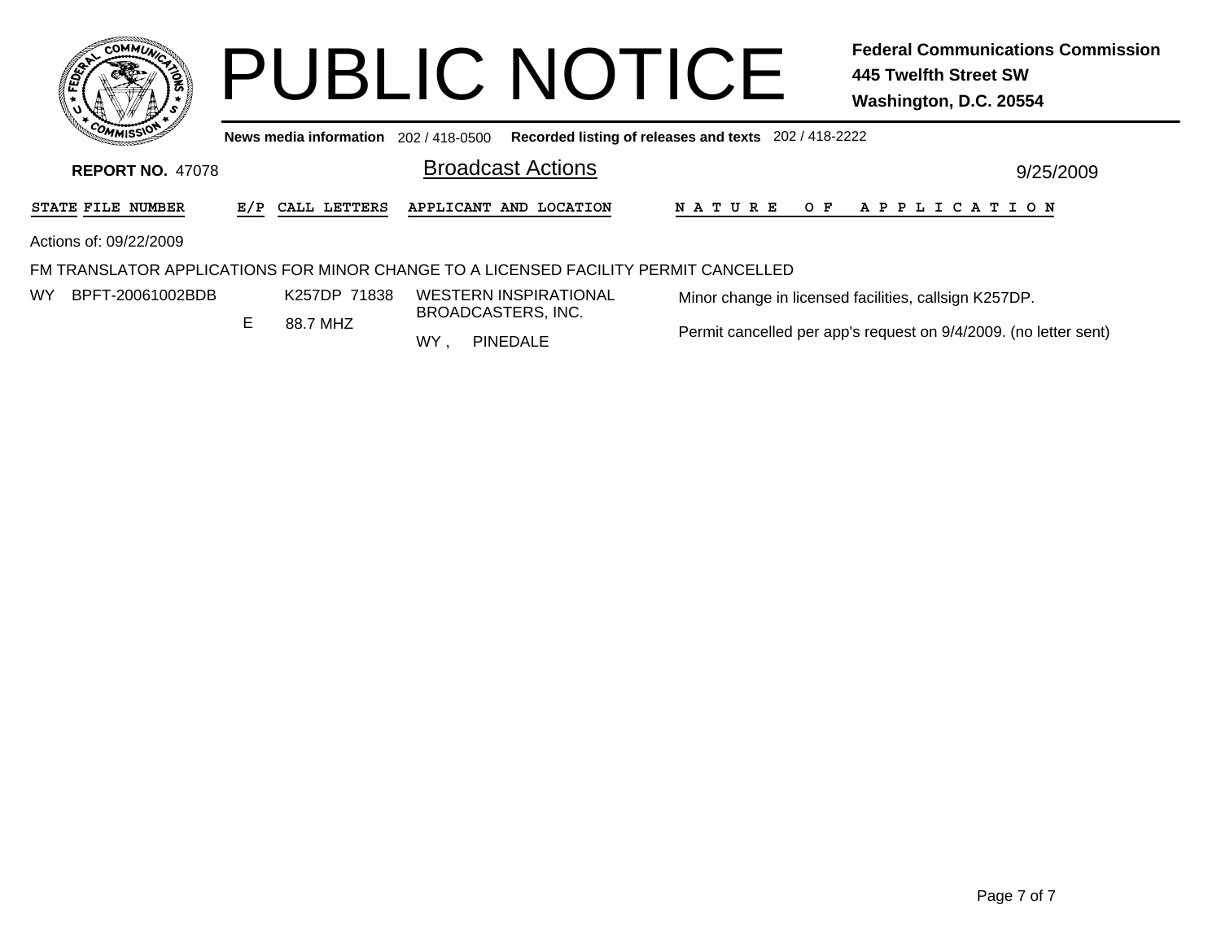# PUBLIC NOTICE

**Federal Communications Commission**
**445 Twelfth Street SW**
**Washington, D.C. 20554**

**News media information** 202 / 418-0500 **Recorded listing of releases and texts** 202 / 418-2222

**REPORT NO.** 47078

## Broadcast Actions

9/25/2009

| STATE | FILE NUMBER | E/P | CALL LETTERS | APPLICANT AND LOCATION | NATURE OF APPLICATION |
|---|---|---|---|---|---|

Actions of: 09/22/2009

FM TRANSLATOR APPLICATIONS FOR MINOR CHANGE TO A LICENSED FACILITY PERMIT CANCELLED

| STATE | FILE NUMBER | E/P | CALL LETTERS | APPLICANT AND LOCATION | NATURE OF APPLICATION |
|---|---|---|---|---|---|
| WY | BPFT-20061002BDB | E | K257DP 71838<br>88.7 MHZ | WESTERN INSPIRATIONAL BROADCASTERS, INC.<br>WY , PINEDALE | Minor change in licensed facilities, callsign K257DP.<br>Permit cancelled per app's request on 9/4/2009. (no letter sent) |